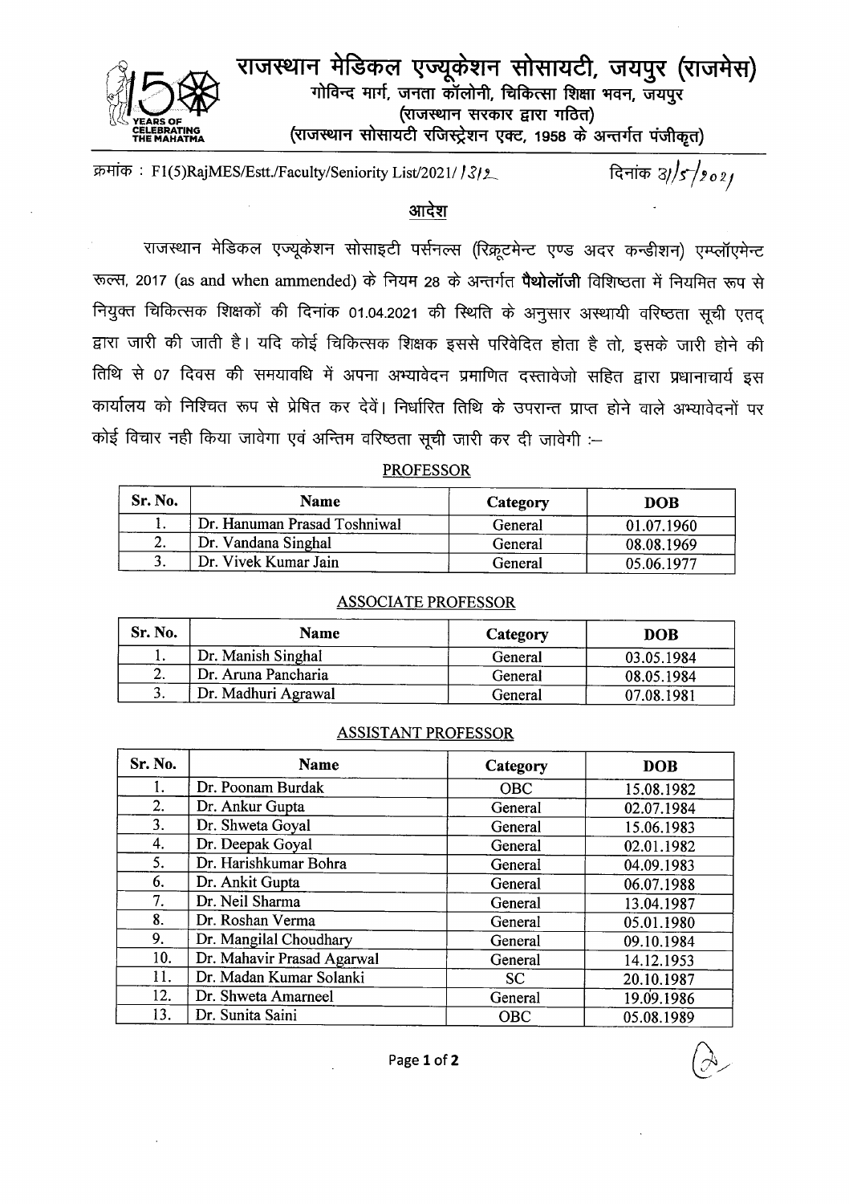# राजस्थान मेडिकल एज्यूकेशन सोसायटी, जयपुर (राजमेस)

गोविन्द मार्ग, जनता कॉलोनी, चिकित्सा शिक्षा भवन, जयपुर

(राजस्थान सरकार द्वारा गठित)

(राजस्थान सोसायटी रजिस्ट्रेशन एक्ट, 1958 के अन्तर्गत पंजीकृत)

क्रमांक : F1(5)RajMES/Estt./Faculty/Seniority List/2021/1312 दिनांक 31/5/2021

## आदेश

राजस्थान मेडिकल एज्यूकेशन सोसाइटी पर्सनल्स (रिक्रूटमेन्ट एण्ड अदर कन्डीशन) एम्प्लॉएमेन्ट रूल्स, 2017 (as and when ammended) के नियम 28 के अन्तर्गत **पैथोलॉजी** विशिष्ठता में नियमित रूप से नियुक्त चिकित्सक शिक्षकों की दिनांक 01.04.2021 की स्थिति के अनुसार अस्थायी वरिष्ठता सूची एतद् द्वारा जारी की जाती है। यदि कोई चिकित्सक शिक्षक इससे परिवेदित होता है तो, इसके जारी होने की तिथि से 07 दिवस की समयावधि में अपना अभ्यावेदन प्रमाणित दस्तावेजो सहित द्वारा प्रधानाचार्य इस कार्यालय को निश्चित रूप से प्रेषित कर देवें। निर्धारित तिथि के उपरान्त प्राप्त होने वाले अभ्यावेदनों पर कोई विचार नही किया जावेगा एवं अन्तिम वरिष्ठता सूची जारी कर दी जावेगी :-

### PROFESSOR

| Sr. No. | Name | Category | DOB |
|---|---|---|---|
| 1. | Dr. Hanuman Prasad Toshniwal | General | 01.07.1960 |
| 2. | Dr. Vandana Singhal | General | 08.08.1969 |
| 3. | Dr. Vivek Kumar Jain | General | 05.06.1977 |

### ASSOCIATE PROFESSOR

| Sr. No. | Name | Category | DOB |
|---|---|---|---|
| 1. | Dr. Manish Singhal | General | 03.05.1984 |
| 2. | Dr. Aruna Pancharia | General | 08.05.1984 |
| 3. | Dr. Madhuri Agrawal | General | 07.08.1981 |

### ASSISTANT PROFESSOR

| Sr. No. | Name | Category | DOB |
|---|---|---|---|
| 1. | Dr. Poonam Burdak | OBC | 15.08.1982 |
| 2. | Dr. Ankur Gupta | General | 02.07.1984 |
| 3. | Dr. Shweta Goyal | General | 15.06.1983 |
| 4. | Dr. Deepak Goyal | General | 02.01.1982 |
| 5. | Dr. Harishkumar Bohra | General | 04.09.1983 |
| 6. | Dr. Ankit Gupta | General | 06.07.1988 |
| 7. | Dr. Neil Sharma | General | 13.04.1987 |
| 8. | Dr. Roshan Verma | General | 05.01.1980 |
| 9. | Dr. Mangilal Choudhary | General | 09.10.1984 |
| 10. | Dr. Mahavir Prasad Agarwal | General | 14.12.1953 |
| 11. | Dr. Madan Kumar Solanki | SC | 20.10.1987 |
| 12. | Dr. Shweta Amarneel | General | 19.09.1986 |
| 13. | Dr. Sunita Saini | OBC | 05.08.1989 |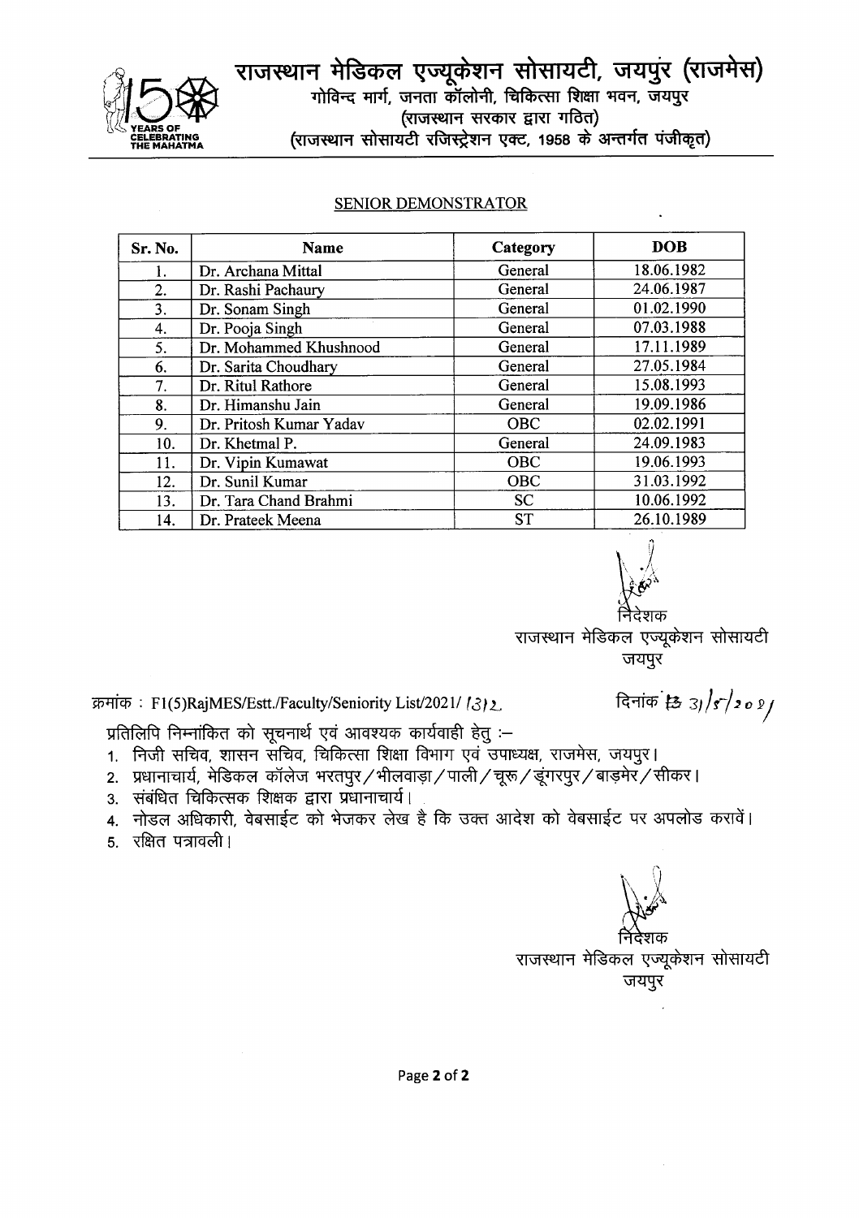# राजस्थान मेडिकल एज्यूकेशन सोसायटी, जयपुर (राजमेस)

गोविन्द मार्ग, जनता कॉलोनी, चिकित्सा शिक्षा भवन, जयपुर
(राजस्थान सरकार द्वारा गठित)
(राजस्थान सोसायटी रजिस्ट्रेशन एक्ट, 1958 के अन्तर्गत पंजीकृत)

150 YEARS OF CELEBRATING THE MAHATMA

## SENIOR DEMONSTRATOR

| Sr. No. | Name | Category | DOB |
|---|---|---|---|
| 1. | Dr. Archana Mittal | General | 18.06.1982 |
| 2. | Dr. Rashi Pachaury | General | 24.06.1987 |
| 3. | Dr. Sonam Singh | General | 01.02.1990 |
| 4. | Dr. Pooja Singh | General | 07.03.1988 |
| 5. | Dr. Mohammed Khushnood | General | 17.11.1989 |
| 6. | Dr. Sarita Choudhary | General | 27.05.1984 |
| 7. | Dr. Ritul Rathore | General | 15.08.1993 |
| 8. | Dr. Himanshu Jain | General | 19.09.1986 |
| 9. | Dr. Pritosh Kumar Yadav | OBC | 02.02.1991 |
| 10. | Dr. Khetmal P. | General | 24.09.1983 |
| 11. | Dr. Vipin Kumawat | OBC | 19.06.1993 |
| 12. | Dr. Sunil Kumar | OBC | 31.03.1992 |
| 13. | Dr. Tara Chand Brahmi | SC | 10.06.1992 |
| 14. | Dr. Prateek Meena | ST | 26.10.1989 |

निदेशक
राजस्थान मेडिकल एज्यूकेशन सोसायटी
जयपुर

क्रमांक : F1(5)RajMES/Estt./Faculty/Seniority List/2021/ 1312

दिनांक 31/5/2021

प्रतिलिपि निम्नांकित को सूचनार्थ एवं आवश्यक कार्यवाही हेतु :–

1. निजी सचिव, शासन सचिव, चिकित्सा शिक्षा विभाग एवं उपाध्यक्ष, राजमेस, जयपुर।
2. प्रधानाचार्य, मेडिकल कॉलेज भरतपुर/भीलवाड़ा/पाली/चूरू/डूंगरपुर/बाड़मेर/सीकर।
3. संबंधित चिकित्सक शिक्षक द्वारा प्रधानाचार्य।
4. नोडल अधिकारी, वेबसाईट को भेजकर लेख है कि उक्त आदेश को वेबसाईट पर अपलोड करावें।
5. रक्षित पत्रावली।

निदेशक
राजस्थान मेडिकल एज्यूकेशन सोसायटी
जयपुर